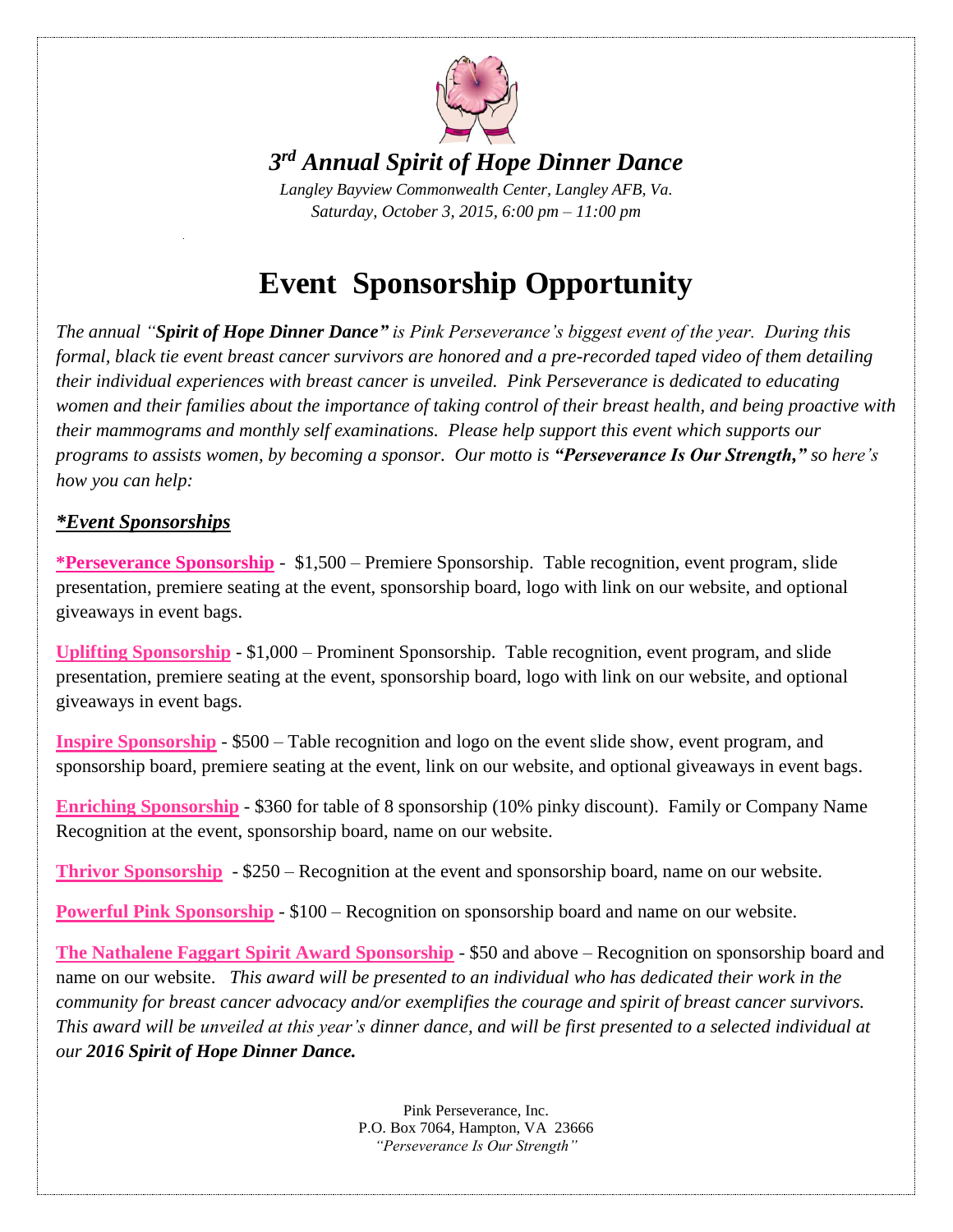# 3rd Annual Spirit of Hope Dinner Dance

*Langley Bayview Commonwealth Center, Langley AFB, Va.*
*Saturday, October 3, 2015, 6:00 pm – 11:00 pm*

## Event Sponsorship Opportunity

*The annual "**Spirit of Hope Dinner Dance"** is Pink Perseverance's biggest event of the year. During this formal, black tie event breast cancer survivors are honored and a pre-recorded taped video of them detailing their individual experiences with breast cancer is unveiled. Pink Perseverance is dedicated to educating women and their families about the importance of taking control of their breast health, and being proactive with their mammograms and monthly self examinations. Please help support this event which supports our programs to assists women, by becoming a sponsor. Our motto is **"Perseverance Is Our Strength,"** so here's how you can help:*

***Event Sponsorships***

**\*Perseverance Sponsorship** - $1,500 – Premiere Sponsorship. Table recognition, event program, slide presentation, premiere seating at the event, sponsorship board, logo with link on our website, and optional giveaways in event bags.

**Uplifting Sponsorship** - $1,000 – Prominent Sponsorship. Table recognition, event program, and slide presentation, premiere seating at the event, sponsorship board, logo with link on our website, and optional giveaways in event bags.

**Inspire Sponsorship** - $500 – Table recognition and logo on the event slide show, event program, and sponsorship board, premiere seating at the event, link on our website, and optional giveaways in event bags.

**Enriching Sponsorship** - $360 for table of 8 sponsorship (10% pinky discount). Family or Company Name Recognition at the event, sponsorship board, name on our website.

**Thrivor Sponsorship** - $250 – Recognition at the event and sponsorship board, name on our website.

**Powerful Pink Sponsorship** - $100 – Recognition on sponsorship board and name on our website.

**The Nathalene Faggart Spirit Award Sponsorship** - $50 and above – Recognition on sponsorship board and name on our website. *This award will be presented to an individual who has dedicated their work in the community for breast cancer advocacy and/or exemplifies the courage and spirit of breast cancer survivors. This award will be unveiled at this year's dinner dance, and will be first presented to a selected individual at our **2016 Spirit of Hope Dinner Dance.***

Pink Perseverance, Inc.
P.O. Box 7064, Hampton, VA 23666
*"Perseverance Is Our Strength"*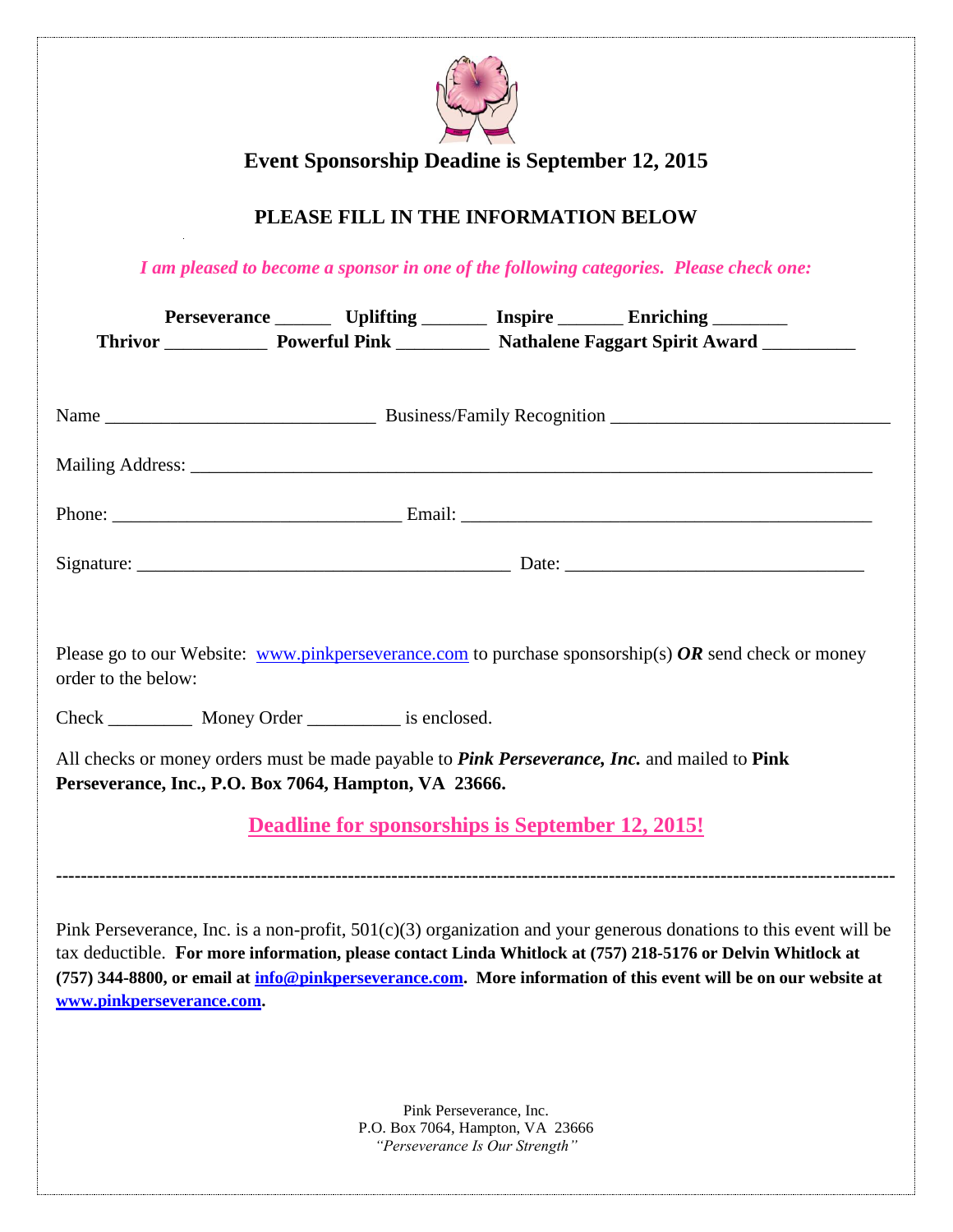## Event Sponsorship Deadine is September 12, 2015

### PLEASE FILL IN THE INFORMATION BELOW

*I am pleased to become a sponsor in one of the following categories. Please check one:*

**Perseverance** ______ **Uplifting** _______ **Inspire** _______ **Enriching** ________
**Thrivor** ___________ **Powerful Pink** __________ **Nathalene Faggart Spirit Award** __________

Name _____________________________ Business/Family Recognition ______________________________

Mailing Address: __________________________________________________________________________

Phone: _______________________________ Email: _____________________________________________

Signature: ________________________________________ Date: ________________________________

Please go to our Website: www.pinkperseverance.com to purchase sponsorship(s) ***OR*** send check or money order to the below:

Check _________ Money Order __________ is enclosed.

All checks or money orders must be made payable to ***Pink Perseverance, Inc.*** and mailed to **Pink Perseverance, Inc., P.O. Box 7064, Hampton, VA 23666.**

**Deadline for sponsorships is September 12, 2015!**

---

Pink Perseverance, Inc. is a non-profit, 501(c)(3) organization and your generous donations to this event will be tax deductible. **For more information, please contact Linda Whitlock at (757) 218-5176 or Delvin Whitlock at (757) 344-8800, or email at info@pinkperseverance.com. More information of this event will be on our website at www.pinkperseverance.com.**

Pink Perseverance, Inc.
P.O. Box 7064, Hampton, VA 23666
*"Perseverance Is Our Strength"*